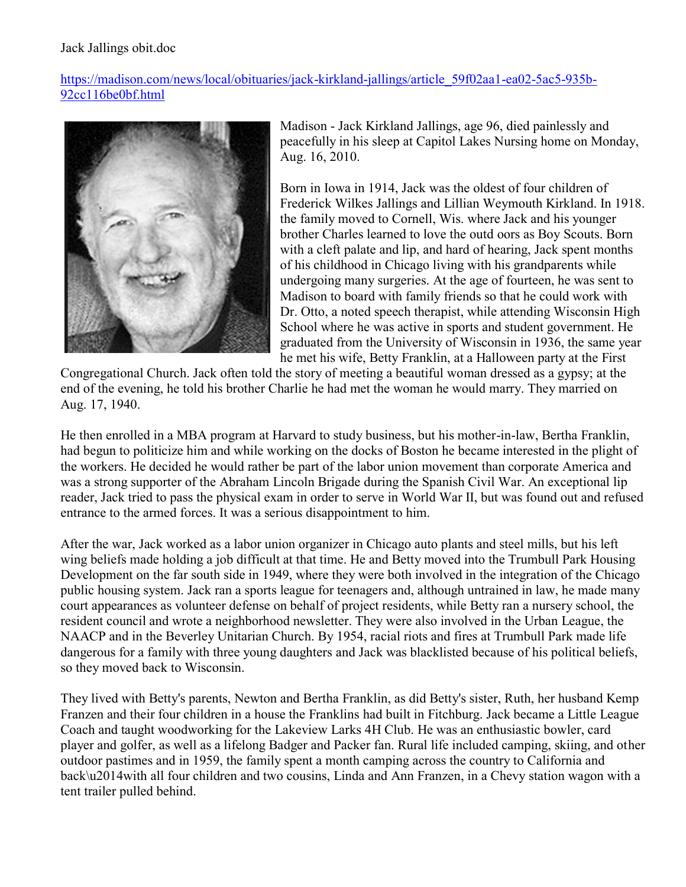Jack Jallings obit.doc

https://madison.com/news/local/obituaries/jack-kirkland-jallings/article_59f02aa1-ea02-5ac5-935b-92cc116be0bf.html

Madison - Jack Kirkland Jallings, age 96, died painlessly and peacefully in his sleep at Capitol Lakes Nursing home on Monday, Aug. 16, 2010.

Born in Iowa in 1914, Jack was the oldest of four children of Frederick Wilkes Jallings and Lillian Weymouth Kirkland. In 1918. the family moved to Cornell, Wis. where Jack and his younger brother Charles learned to love the outd oors as Boy Scouts. Born with a cleft palate and lip, and hard of hearing, Jack spent months of his childhood in Chicago living with his grandparents while undergoing many surgeries. At the age of fourteen, he was sent to Madison to board with family friends so that he could work with Dr. Otto, a noted speech therapist, while attending Wisconsin High School where he was active in sports and student government. He graduated from the University of Wisconsin in 1936, the same year he met his wife, Betty Franklin, at a Halloween party at the First Congregational Church. Jack often told the story of meeting a beautiful woman dressed as a gypsy; at the end of the evening, he told his brother Charlie he had met the woman he would marry. They married on Aug. 17, 1940.

He then enrolled in a MBA program at Harvard to study business, but his mother-in-law, Bertha Franklin, had begun to politicize him and while working on the docks of Boston he became interested in the plight of the workers. He decided he would rather be part of the labor union movement than corporate America and was a strong supporter of the Abraham Lincoln Brigade during the Spanish Civil War. An exceptional lip reader, Jack tried to pass the physical exam in order to serve in World War II, but was found out and refused entrance to the armed forces. It was a serious disappointment to him.

After the war, Jack worked as a labor union organizer in Chicago auto plants and steel mills, but his left wing beliefs made holding a job difficult at that time. He and Betty moved into the Trumbull Park Housing Development on the far south side in 1949, where they were both involved in the integration of the Chicago public housing system. Jack ran a sports league for teenagers and, although untrained in law, he made many court appearances as volunteer defense on behalf of project residents, while Betty ran a nursery school, the resident council and wrote a neighborhood newsletter. They were also involved in the Urban League, the NAACP and in the Beverley Unitarian Church. By 1954, racial riots and fires at Trumbull Park made life dangerous for a family with three young daughters and Jack was blacklisted because of his political beliefs, so they moved back to Wisconsin.

They lived with Betty's parents, Newton and Bertha Franklin, as did Betty's sister, Ruth, her husband Kemp Franzen and their four children in a house the Franklins had built in Fitchburg. Jack became a Little League Coach and taught woodworking for the Lakeview Larks 4H Club. He was an enthusiastic bowler, card player and golfer, as well as a lifelong Badger and Packer fan. Rural life included camping, skiing, and other outdoor pastimes and in 1959, the family spent a month camping across the country to California and back\u2014with all four children and two cousins, Linda and Ann Franzen, in a Chevy station wagon with a tent trailer pulled behind.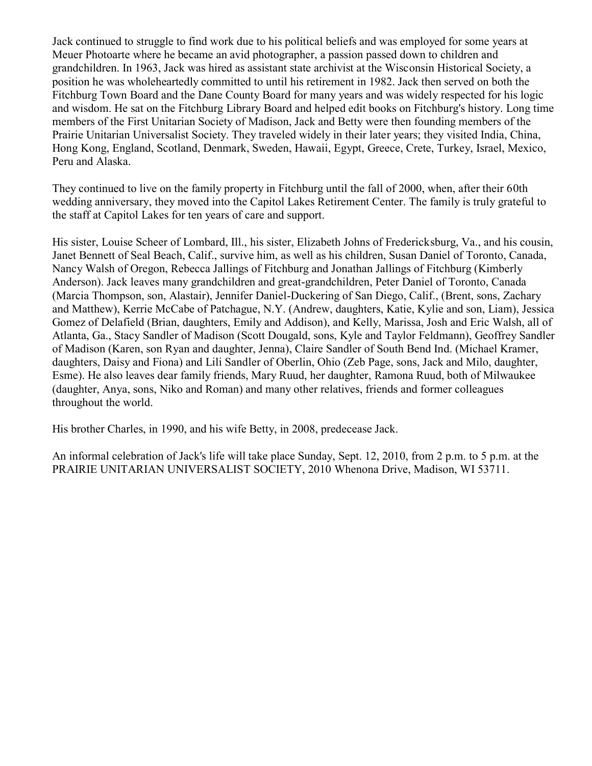Jack continued to struggle to find work due to his political beliefs and was employed for some years at Meuer Photoarte where he became an avid photographer, a passion passed down to children and grandchildren. In 1963, Jack was hired as assistant state archivist at the Wisconsin Historical Society, a position he was wholeheartedly committed to until his retirement in 1982. Jack then served on both the Fitchburg Town Board and the Dane County Board for many years and was widely respected for his logic and wisdom. He sat on the Fitchburg Library Board and helped edit books on Fitchburg's history. Long time members of the First Unitarian Society of Madison, Jack and Betty were then founding members of the Prairie Unitarian Universalist Society. They traveled widely in their later years; they visited India, China, Hong Kong, England, Scotland, Denmark, Sweden, Hawaii, Egypt, Greece, Crete, Turkey, Israel, Mexico, Peru and Alaska.

They continued to live on the family property in Fitchburg until the fall of 2000, when, after their 60th wedding anniversary, they moved into the Capitol Lakes Retirement Center. The family is truly grateful to the staff at Capitol Lakes for ten years of care and support.

His sister, Louise Scheer of Lombard, Ill., his sister, Elizabeth Johns of Fredericksburg, Va., and his cousin, Janet Bennett of Seal Beach, Calif., survive him, as well as his children, Susan Daniel of Toronto, Canada, Nancy Walsh of Oregon, Rebecca Jallings of Fitchburg and Jonathan Jallings of Fitchburg (Kimberly Anderson). Jack leaves many grandchildren and great-grandchildren, Peter Daniel of Toronto, Canada (Marcia Thompson, son, Alastair), Jennifer Daniel-Duckering of San Diego, Calif., (Brent, sons, Zachary and Matthew), Kerrie McCabe of Patchague, N.Y. (Andrew, daughters, Katie, Kylie and son, Liam), Jessica Gomez of Delafield (Brian, daughters, Emily and Addison), and Kelly, Marissa, Josh and Eric Walsh, all of Atlanta, Ga., Stacy Sandler of Madison (Scott Dougald, sons, Kyle and Taylor Feldmann), Geoffrey Sandler of Madison (Karen, son Ryan and daughter, Jenna), Claire Sandler of South Bend Ind. (Michael Kramer, daughters, Daisy and Fiona) and Lili Sandler of Oberlin, Ohio (Zeb Page, sons, Jack and Milo, daughter, Esme). He also leaves dear family friends, Mary Ruud, her daughter, Ramona Ruud, both of Milwaukee (daughter, Anya, sons, Niko and Roman) and many other relatives, friends and former colleagues throughout the world.

His brother Charles, in 1990, and his wife Betty, in 2008, predecease Jack.

An informal celebration of Jack's life will take place Sunday, Sept. 12, 2010, from 2 p.m. to 5 p.m. at the PRAIRIE UNITARIAN UNIVERSALIST SOCIETY, 2010 Whenona Drive, Madison, WI 53711.